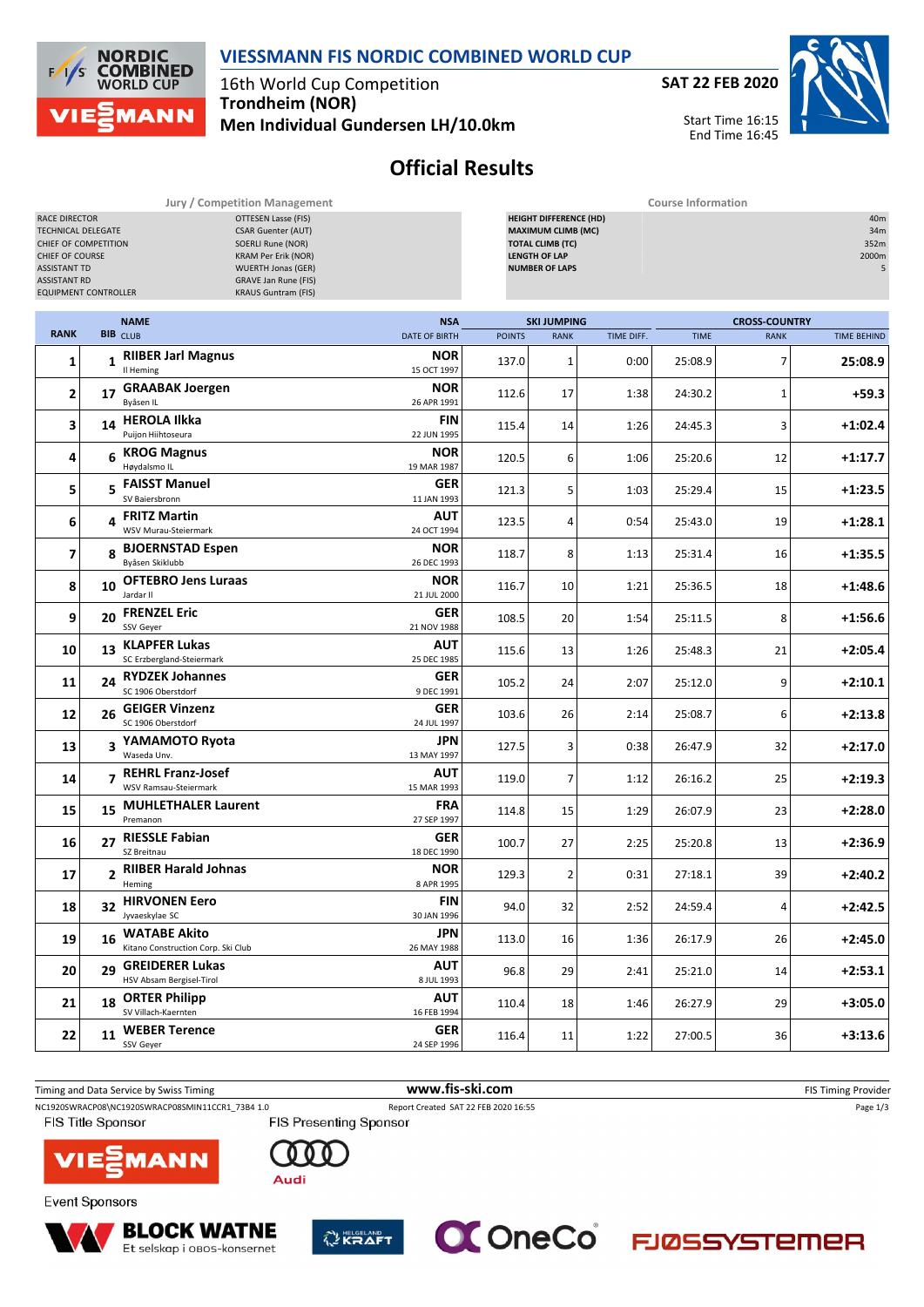# VIESSMANN FIS NORDIC COMBINED WORLD CUP

16th World Cup Competition
**Trondheim (NOR)**
**Men Individual Gundersen LH/10.0km**

**SAT 22 FEB 2020**

Start Time 16:15
End Time 16:45

## Official Results

**Jury / Competition Management**

| | |
|---|---|
| RACE DIRECTOR | OTTESEN Lasse (FIS) |
| TECHNICAL DELEGATE | CSAR Guenter (AUT) |
| CHIEF OF COMPETITION | SOERLI Rune (NOR) |
| CHIEF OF COURSE | KRAM Per Erik (NOR) |
| ASSISTANT TD | WUERTH Jonas (GER) |
| ASSISTANT RD | GRAVE Jan Rune (FIS) |
| EQUIPMENT CONTROLLER | KRAUS Guntram (FIS) |

**Course Information**

| | |
|---|---|
| HEIGHT DIFFERENCE (HD) | 40m |
| MAXIMUM CLIMB (MC) | 34m |
| TOTAL CLIMB (TC) | 352m |
| LENGTH OF LAP | 2000m |
| NUMBER OF LAPS | 5 |

| RANK | BIB | NAME / CLUB | NSA / DATE OF BIRTH | SKI JUMPING POINTS | SKI JUMPING RANK | SKI JUMPING TIME DIFF. | CROSS-COUNTRY TIME | CROSS-COUNTRY RANK | TIME BEHIND |
|---|---|---|---|---|---|---|---|---|---|
| 1 | 1 | **RIIBER Jarl Magnus** Il Heming | **NOR** 15 OCT 1997 | 137.0 | 1 | 0:00 | 25:08.9 | 7 | **25:08.9** |
| 2 | 17 | **GRAABAK Joergen** Byåsen IL | **NOR** 26 APR 1991 | 112.6 | 17 | 1:38 | 24:30.2 | 1 | **+59.3** |
| 3 | 14 | **HEROLA Ilkka** Puijon Hiihtoseura | **FIN** 22 JUN 1995 | 115.4 | 14 | 1:26 | 24:45.3 | 3 | **+1:02.4** |
| 4 | 6 | **KROG Magnus** Høydalsmo IL | **NOR** 19 MAR 1987 | 120.5 | 6 | 1:06 | 25:20.6 | 12 | **+1:17.7** |
| 5 | 5 | **FAISST Manuel** SV Baiersbronn | **GER** 11 JAN 1993 | 121.3 | 5 | 1:03 | 25:29.4 | 15 | **+1:23.5** |
| 6 | 4 | **FRITZ Martin** WSV Murau-Steiermark | **AUT** 24 OCT 1994 | 123.5 | 4 | 0:54 | 25:43.0 | 19 | **+1:28.1** |
| 7 | 8 | **BJOERNSTAD Espen** Byåsen Skiklubb | **NOR** 26 DEC 1993 | 118.7 | 8 | 1:13 | 25:31.4 | 16 | **+1:35.5** |
| 8 | 10 | **OFTEBRO Jens Luraas** Jardar Il | **NOR** 21 JUL 2000 | 116.7 | 10 | 1:21 | 25:36.5 | 18 | **+1:48.6** |
| 9 | 20 | **FRENZEL Eric** SSV Geyer | **GER** 21 NOV 1988 | 108.5 | 20 | 1:54 | 25:11.5 | 8 | **+1:56.6** |
| 10 | 13 | **KLAPFER Lukas** SC Erzbergland-Steiermark | **AUT** 25 DEC 1985 | 115.6 | 13 | 1:26 | 25:48.3 | 21 | **+2:05.4** |
| 11 | 24 | **RYDZEK Johannes** SC 1906 Oberstdorf | **GER** 9 DEC 1991 | 105.2 | 24 | 2:07 | 25:12.0 | 9 | **+2:10.1** |
| 12 | 26 | **GEIGER Vinzenz** SC 1906 Oberstdorf | **GER** 24 JUL 1997 | 103.6 | 26 | 2:14 | 25:08.7 | 6 | **+2:13.8** |
| 13 | 3 | **YAMAMOTO Ryota** Waseda Unv. | **JPN** 13 MAY 1997 | 127.5 | 3 | 0:38 | 26:47.9 | 32 | **+2:17.0** |
| 14 | 7 | **REHRL Franz-Josef** WSV Ramsau-Steiermark | **AUT** 15 MAR 1993 | 119.0 | 7 | 1:12 | 26:16.2 | 25 | **+2:19.3** |
| 15 | 15 | **MUHLETHALER Laurent** Premanon | **FRA** 27 SEP 1997 | 114.8 | 15 | 1:29 | 26:07.9 | 23 | **+2:28.0** |
| 16 | 27 | **RIESSLE Fabian** SZ Breitnau | **GER** 18 DEC 1990 | 100.7 | 27 | 2:25 | 25:20.8 | 13 | **+2:36.9** |
| 17 | 2 | **RIIBER Harald Johnas** Heming | **NOR** 8 APR 1995 | 129.3 | 2 | 0:31 | 27:18.1 | 39 | **+2:40.2** |
| 18 | 32 | **HIRVONEN Eero** Jyvaeskylae SC | **FIN** 30 JAN 1996 | 94.0 | 32 | 2:52 | 24:59.4 | 4 | **+2:42.5** |
| 19 | 16 | **WATABE Akito** Kitano Construction Corp. Ski Club | **JPN** 26 MAY 1988 | 113.0 | 16 | 1:36 | 26:17.9 | 26 | **+2:45.0** |
| 20 | 29 | **GREIDERER Lukas** HSV Absam Bergisel-Tirol | **AUT** 8 JUL 1993 | 96.8 | 29 | 2:41 | 25:21.0 | 14 | **+2:53.1** |
| 21 | 18 | **ORTER Philipp** SV Villach-Kaernten | **AUT** 16 FEB 1994 | 110.4 | 18 | 1:46 | 26:27.9 | 29 | **+3:05.0** |
| 22 | 11 | **WEBER Terence** SSV Geyer | **GER** 24 SEP 1996 | 116.4 | 11 | 1:22 | 27:00.5 | 36 | **+3:13.6** |

Timing and Data Service by Swiss Timing — **www.fis-ski.com** — FIS Timing Provider

NC1920SWRACP08\NC1920SWRACP08SMIN11CCR1_73B4 1.0 — Report Created SAT 22 FEB 2020 16:55

FIS Title Sponsor: VIESSMANN — FIS Presenting Sponsor: Audi

Event Sponsors: BLOCK WATNE, Et selskap i OBOS-konsernet; HELGELAND KRAFT; OneCo; FJØSSYSTEMER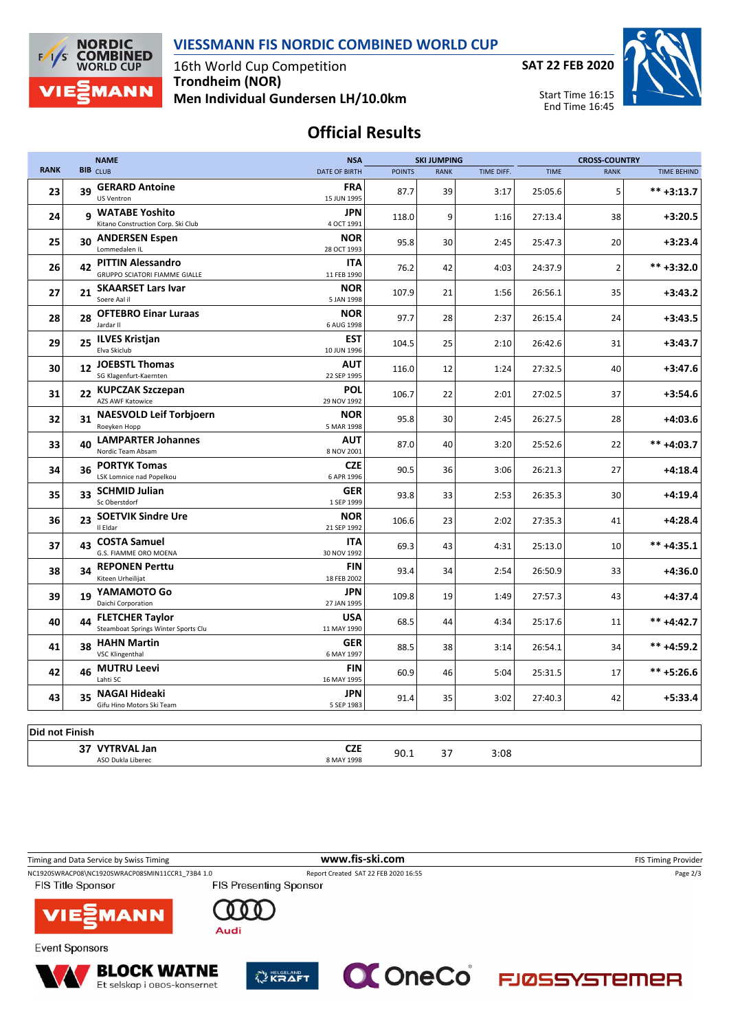# VIESSMANN FIS NORDIC COMBINED WORLD CUP

16th World Cup Competition
**Trondheim (NOR)**
**Men Individual Gundersen LH/10.0km**

**SAT 22 FEB 2020**

Start Time 16:15
End Time 16:45

## Official Results

| RANK | BIB | NAME / CLUB | NSA / DATE OF BIRTH | SKI JUMPING POINTS | SKI JUMPING RANK | SKI JUMPING TIME DIFF. | CROSS-COUNTRY TIME | CROSS-COUNTRY RANK | CROSS-COUNTRY TIME BEHIND |
|---|---|---|---|---|---|---|---|---|---|
| 23 | 39 | **GERARD Antoine** US Ventron | **FRA** 15 JUN 1995 | 87.7 | 39 | 3:17 | 25:05.6 | 5 | ** +3:13.7 |
| 24 | 9 | **WATABE Yoshito** Kitano Construction Corp. Ski Club | **JPN** 4 OCT 1991 | 118.0 | 9 | 1:16 | 27:13.4 | 38 | +3:20.5 |
| 25 | 30 | **ANDERSEN Espen** Lommedalen IL | **NOR** 28 OCT 1993 | 95.8 | 30 | 2:45 | 25:47.3 | 20 | +3:23.4 |
| 26 | 42 | **PITTIN Alessandro** GRUPPO SCIATORI FIAMME GIALLE | **ITA** 11 FEB 1990 | 76.2 | 42 | 4:03 | 24:37.9 | 2 | ** +3:32.0 |
| 27 | 21 | **SKAARSET Lars Ivar** Soere Aal il | **NOR** 5 JAN 1998 | 107.9 | 21 | 1:56 | 26:56.1 | 35 | +3:43.2 |
| 28 | 28 | **OFTEBRO Einar Luraas** Jardar Il | **NOR** 6 AUG 1998 | 97.7 | 28 | 2:37 | 26:15.4 | 24 | +3:43.5 |
| 29 | 25 | **ILVES Kristjan** Elva Skiclub | **EST** 10 JUN 1996 | 104.5 | 25 | 2:10 | 26:42.6 | 31 | +3:43.7 |
| 30 | 12 | **JOEBSTL Thomas** SG Klagenfurt-Kaernten | **AUT** 22 SEP 1995 | 116.0 | 12 | 1:24 | 27:32.5 | 40 | +3:47.6 |
| 31 | 22 | **KUPCZAK Szczepan** AZS AWF Katowice | **POL** 29 NOV 1992 | 106.7 | 22 | 2:01 | 27:02.5 | 37 | +3:54.6 |
| 32 | 31 | **NAESVOLD Leif Torbjoern** Roeyken Hopp | **NOR** 5 MAR 1998 | 95.8 | 30 | 2:45 | 26:27.5 | 28 | +4:03.6 |
| 33 | 40 | **LAMPARTER Johannes** Nordic Team Absam | **AUT** 8 NOV 2001 | 87.0 | 40 | 3:20 | 25:52.6 | 22 | ** +4:03.7 |
| 34 | 36 | **PORTYK Tomas** LSK Lomnice nad Popelkou | **CZE** 6 APR 1996 | 90.5 | 36 | 3:06 | 26:21.3 | 27 | +4:18.4 |
| 35 | 33 | **SCHMID Julian** Sc Oberstdorf | **GER** 1 SEP 1999 | 93.8 | 33 | 2:53 | 26:35.3 | 30 | +4:19.4 |
| 36 | 23 | **SOETVIK Sindre Ure** Il Eldar | **NOR** 21 SEP 1992 | 106.6 | 23 | 2:02 | 27:35.3 | 41 | +4:28.4 |
| 37 | 43 | **COSTA Samuel** G.S. FIAMME ORO MOENA | **ITA** 30 NOV 1992 | 69.3 | 43 | 4:31 | 25:13.0 | 10 | ** +4:35.1 |
| 38 | 34 | **REPONEN Perttu** Kiteen Urheilijat | **FIN** 18 FEB 2002 | 93.4 | 34 | 2:54 | 26:50.9 | 33 | +4:36.0 |
| 39 | 19 | **YAMAMOTO Go** Daichi Corporation | **JPN** 27 JAN 1995 | 109.8 | 19 | 1:49 | 27:57.3 | 43 | +4:37.4 |
| 40 | 44 | **FLETCHER Taylor** Steamboat Springs Winter Sports Clu | **USA** 11 MAY 1990 | 68.5 | 44 | 4:34 | 25:17.6 | 11 | ** +4:42.7 |
| 41 | 38 | **HAHN Martin** VSC Klingenthal | **GER** 6 MAY 1997 | 88.5 | 38 | 3:14 | 26:54.1 | 34 | ** +4:59.2 |
| 42 | 46 | **MUTRU Leevi** Lahti SC | **FIN** 16 MAY 1995 | 60.9 | 46 | 5:04 | 25:31.5 | 17 | ** +5:26.6 |
| 43 | 35 | **NAGAI Hideaki** Gifu Hino Motors Ski Team | **JPN** 5 SEP 1983 | 91.4 | 35 | 3:02 | 27:40.3 | 42 | +5:33.4 |

**Did not Finish**

| RANK | BIB | NAME / CLUB | NSA / DATE OF BIRTH | SKI JUMPING POINTS | SKI JUMPING RANK | SKI JUMPING TIME DIFF. | CROSS-COUNTRY TIME | CROSS-COUNTRY RANK | CROSS-COUNTRY TIME BEHIND |
|---|---|---|---|---|---|---|---|---|---|
| | 37 | **VYTRVAL Jan** ASO Dukla Liberec | **CZE** 8 MAY 1998 | 90.1 | 37 | 3:08 | | | |

Timing and Data Service by Swiss Timing | www.fis-ski.com | FIS Timing Provider

NC1920SWRACP08\NC1920SWRACP08SMIN11CCR1_73B4 1.0 | Report Created SAT 22 FEB 2020 16:55

FIS Title Sponsor: VIESSMANN | FIS Presenting Sponsor: Audi

Event Sponsors: BLOCK WATNE (Et selskap i OBOS-konsernet), HELGELAND KRAFT, OneCo, FJØSSYSTEMER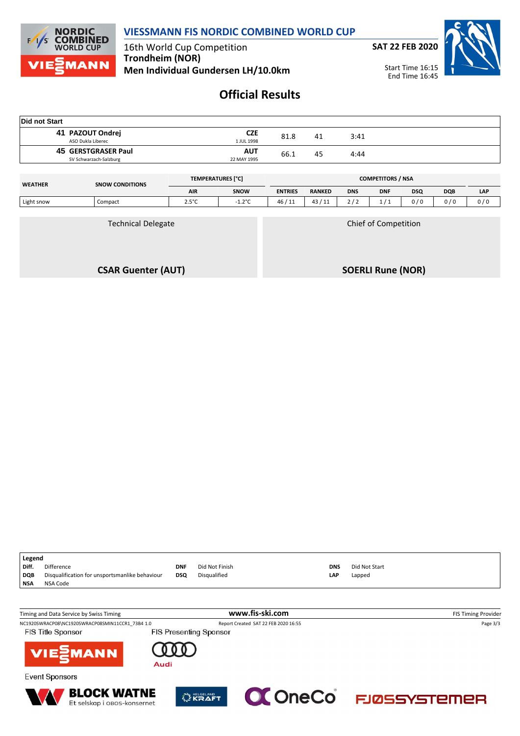# VIESSMANN FIS NORDIC COMBINED WORLD CUP

16th World Cup Competition
**Trondheim (NOR)**
**Men Individual Gundersen LH/10.0km**

**SAT 22 FEB 2020**

Start Time 16:15
End Time 16:45

## Official Results

| Did not Start | | | | | |
|---|---|---|---|---|---|
| 41 | **PAZOUT Ondrej** ASO Dukla Liberec | **CZE** 1 JUL 1998 | 81.8 | 41 | 3:41 |
| 45 | **GERSTGRASER Paul** SV Schwarzach-Salzburg | **AUT** 22 MAY 1995 | 66.1 | 45 | 4:44 |

| WEATHER | SNOW CONDITIONS | TEMPERATURES [°C] | | COMPETITORS / NSA | | | | | | |
|---|---|---|---|---|---|---|---|---|---|---|
| | | AIR | SNOW | ENTRIES | RANKED | DNS | DNF | DSQ | DQB | LAP |
| Light snow | Compact | 2.5°C | -1.2°C | 46 / 11 | 43 / 11 | 2 / 2 | 1 / 1 | 0 / 0 | 0 / 0 | 0 / 0 |

| Technical Delegate | Chief of Competition |
|---|---|
| **CSAR Guenter (AUT)** | **SOERLI Rune (NOR)** |

**Legend**

| | | | | | |
|---|---|---|---|---|---|
| **Diff.** | Difference | **DNF** | Did Not Finish | **DNS** | Did Not Start |
| **DQB** | Disqualification for unsportsmanlike behaviour | **DSQ** | Disqualified | **LAP** | Lapped |
| **NSA** | NSA Code | | | | |

Timing and Data Service by Swiss Timing — www.fis-ski.com — FIS Timing Provider

NC1920SWRACP08\NC1920SWRACP08SMIN11CCR1_73B4 1.0 — Report Created SAT 22 FEB 2020 16:55

FIS Title Sponsor: VIESSMANN — FIS Presenting Sponsor: Audi

Event Sponsors: BLOCK WATNE Et selskap i OBOS-konsernet, HELGELAND KRAFT, OneCo, FJØSSYSTEMER